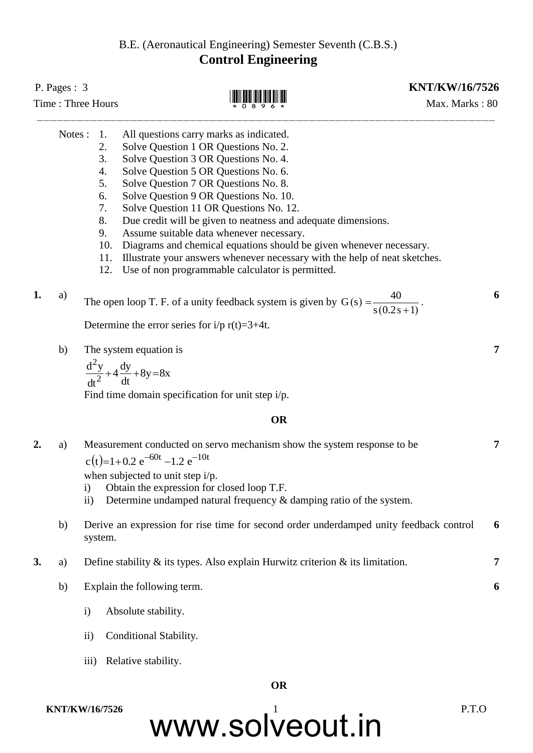B.E. (Aeronautical Engineering) Semester Seventh (C.B.S.)

# Control Engineering

P. Pages : 3 **KNT/KW/16/7526**

Time : Three Hours Max. Marks : 80

---

Notes :
1. All questions carry marks as indicated.
2. Solve Question 1 OR Questions No. 2.
3. Solve Question 3 OR Questions No. 4.
4. Solve Question 5 OR Questions No. 6.
5. Solve Question 7 OR Questions No. 8.
6. Solve Question 9 OR Questions No. 10.
7. Solve Question 11 OR Questions No. 12.
8. Due credit will be given to neatness and adequate dimensions.
9. Assume suitable data whenever necessary.
10. Diagrams and chemical equations should be given whenever necessary.
11. Illustrate your answers whenever necessary with the help of neat sketches.
12. Use of non programmable calculator is permitted.

**1.** a) The open loop T. F. of a unity feedback system is given by $G(s) = \dfrac{40}{s(0.2s+1)}$. **6**

Determine the error series for i/p r(t)=3+4t.

b) The system equation is **7**

$$\frac{d^2y}{dt^2} + 4\frac{dy}{dt} + 8y = 8x$$

Find time domain specification for unit step i/p.

**OR**

**2.** a) Measurement conducted on servo mechanism show the system response to be **7**

$$c(t) = 1 + 0.2\,e^{-60t} - 1.2\,e^{-10t}$$

when subjected to unit step i/p.

i) Obtain the expression for closed loop T.F.

ii) Determine undamped natural frequency & damping ratio of the system.

b) Derive an expression for rise time for second order underdamped unity feedback control system. **6**

**3.** a) Define stability & its types. Also explain Hurwitz criterion & its limitation. **7**

b) Explain the following term. **6**

i) Absolute stability.

ii) Conditional Stability.

iii) Relative stability.

**OR**

www.solveout.in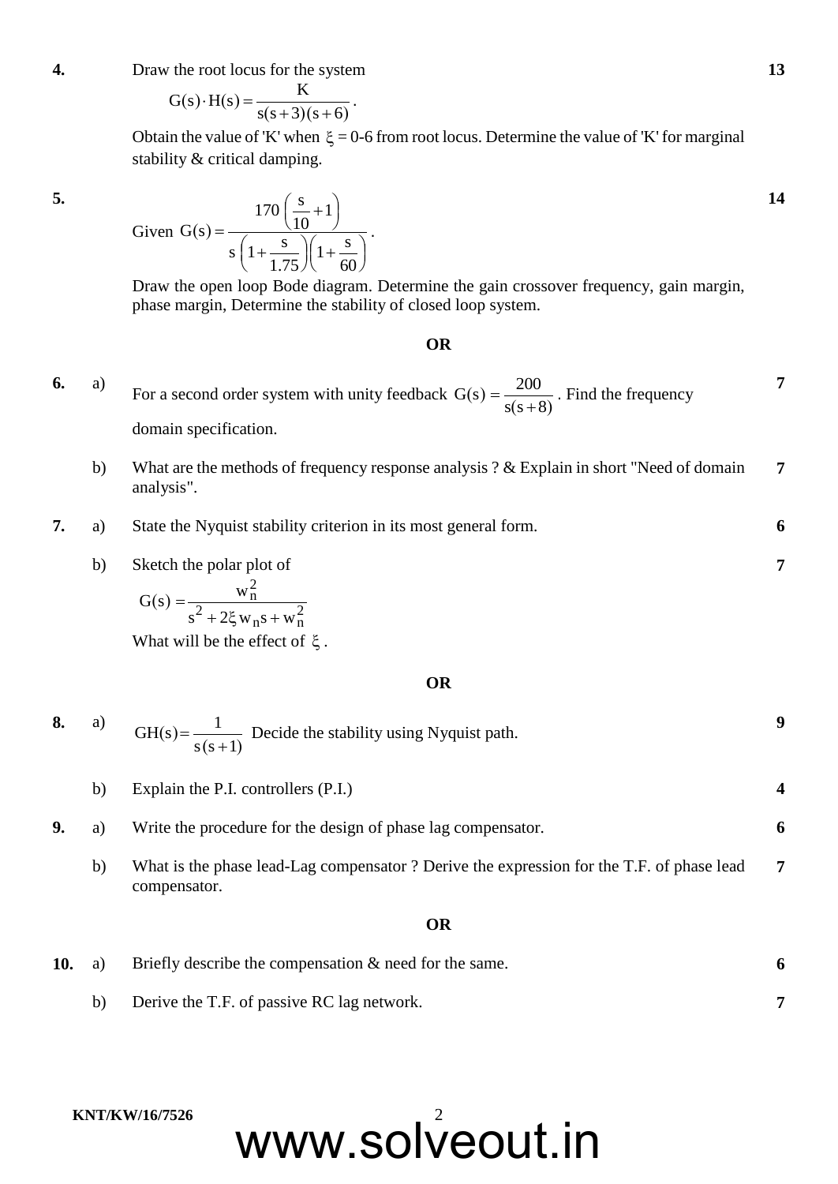**4.** Draw the root locus for the system **13**

$$G(s) \cdot H(s) = \frac{K}{s(s+3)(s+6)}.$$

Obtain the value of 'K' when $\xi$ = 0-6 from root locus. Determine the value of 'K' for marginal stability & critical damping.

**5.** **14**

Given $G(s) = \dfrac{170\left(\dfrac{s}{10}+1\right)}{s\left(1+\dfrac{s}{1.75}\right)\left(1+\dfrac{s}{60}\right)}$.

Draw the open loop Bode diagram. Determine the gain crossover frequency, gain margin, phase margin, Determine the stability of closed loop system.

**OR**

**6.** a) For a second order system with unity feedback $G(s) = \dfrac{200}{s(s+8)}$. Find the frequency domain specification. **7**

b) What are the methods of frequency response analysis ? & Explain in short "Need of domain analysis". **7**

**7.** a) State the Nyquist stability criterion in its most general form. **6**

b) Sketch the polar plot of **7**

$$G(s) = \frac{w_n^2}{s^2 + 2\xi w_n s + w_n^2}$$

What will be the effect of $\xi$.

**OR**

**8.** a) $GH(s) = \dfrac{1}{s(s+1)}$ Decide the stability using Nyquist path. **9**

b) Explain the P.I. controllers (P.I.) **4**

**9.** a) Write the procedure for the design of phase lag compensator. **6**

b) What is the phase lead-Lag compensator ? Derive the expression for the T.F. of phase lead compensator. **7**

**OR**

**10.** a) Briefly describe the compensation & need for the same. **6**

b) Derive the T.F. of passive RC lag network. **7**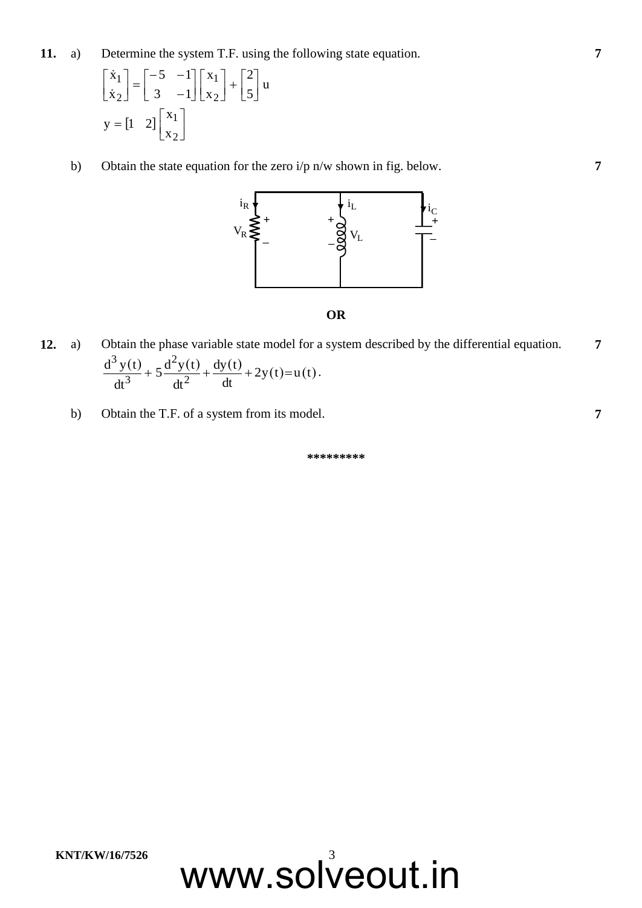**11.** a) Determine the system T.F. using the following state equation. **7**

$$\begin{bmatrix} \dot{x}_1 \\ \dot{x}_2 \end{bmatrix} = \begin{bmatrix} -5 & -1 \\ 3 & -1 \end{bmatrix} \begin{bmatrix} x_1 \\ x_2 \end{bmatrix} + \begin{bmatrix} 2 \\ 5 \end{bmatrix} u$$

$$y = [1 \quad 2] \begin{bmatrix} x_1 \\ x_2 \end{bmatrix}$$

b) Obtain the state equation for the zero i/p n/w shown in fig. below. **7**

**OR**

**12.** a) Obtain the phase variable state model for a system described by the differential equation. **7**

$$\frac{d^3 y(t)}{dt^3} + 5\frac{d^2 y(t)}{dt^2} + \frac{dy(t)}{dt} + 2y(t) = u(t).$$

b) Obtain the T.F. of a system from its model. **7**

\*\*\*\*\*\*\*\*\*